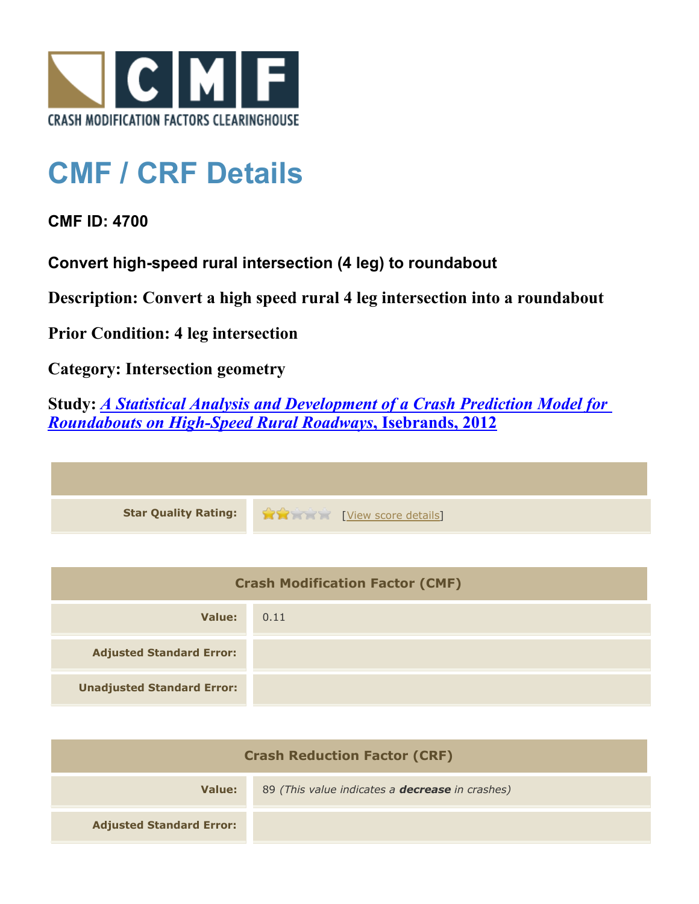CRASH MODIFICATION FACTORS CLEARINGHOUSE

# CMF / CRF Details

**CMF ID: 4700**

**Convert high-speed rural intersection (4 leg) to roundabout**

**Description: Convert a high speed rural 4 leg intersection into a roundabout**

**Prior Condition: 4 leg intersection**

**Category: Intersection geometry**

**Study: *A Statistical Analysis and Development of a Crash Prediction Model for Roundabouts on High-Speed Rural Roadways*, Isebrands, 2012**

| | |
|---|---|
| **Star Quality Rating:** | 2 of 5 stars [View score details] |

| Crash Modification Factor (CMF) | |
|---|---|
| **Value:** | 0.11 |
| **Adjusted Standard Error:** | |
| **Unadjusted Standard Error:** | |

| Crash Reduction Factor (CRF) | |
|---|---|
| **Value:** | 89 *(This value indicates a **decrease** in crashes)* |
| **Adjusted Standard Error:** | |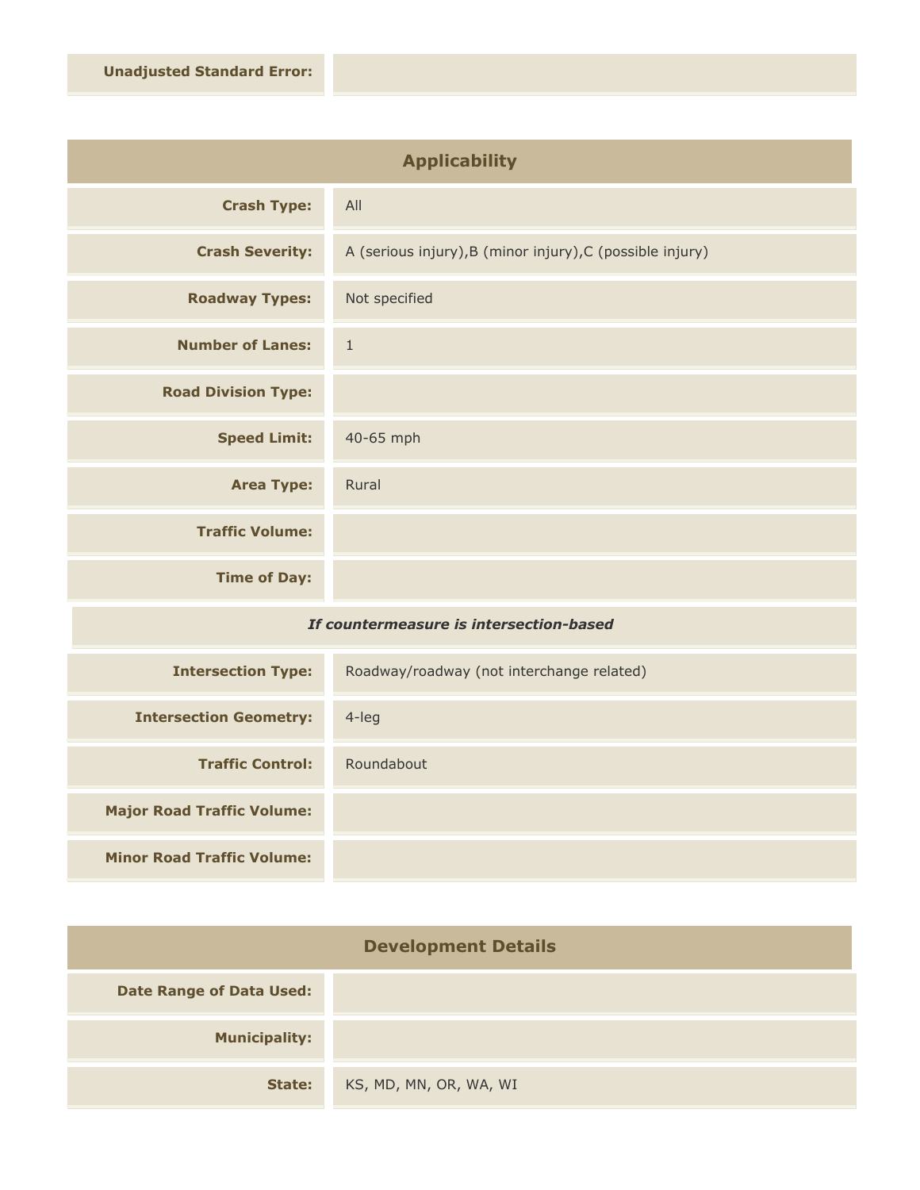| | |
|---|---|
| **Unadjusted Standard Error:** | |

## Applicability

| | |
|---|---|
| **Crash Type:** | All |
| **Crash Severity:** | A (serious injury),B (minor injury),C (possible injury) |
| **Roadway Types:** | Not specified |
| **Number of Lanes:** | 1 |
| **Road Division Type:** | |
| **Speed Limit:** | 40-65 mph |
| **Area Type:** | Rural |
| **Traffic Volume:** | |
| **Time of Day:** | |

*If countermeasure is intersection-based*

| | |
|---|---|
| **Intersection Type:** | Roadway/roadway (not interchange related) |
| **Intersection Geometry:** | 4-leg |
| **Traffic Control:** | Roundabout |
| **Major Road Traffic Volume:** | |
| **Minor Road Traffic Volume:** | |

## Development Details

| | |
|---|---|
| **Date Range of Data Used:** | |
| **Municipality:** | |
| **State:** | KS, MD, MN, OR, WA, WI |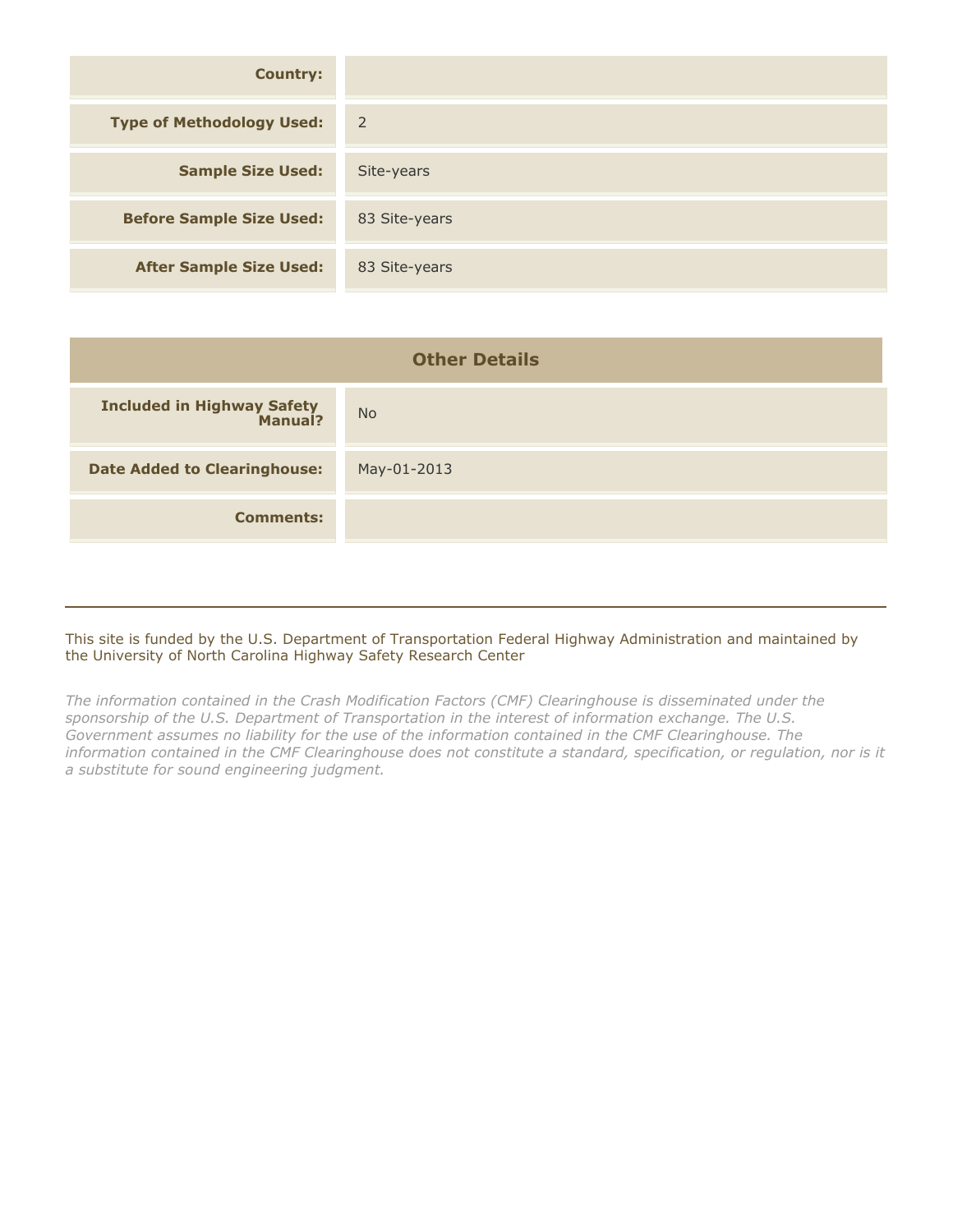| | |
|---|---|
| **Country:** | |
| **Type of Methodology Used:** | 2 |
| **Sample Size Used:** | Site-years |
| **Before Sample Size Used:** | 83 Site-years |
| **After Sample Size Used:** | 83 Site-years |

## Other Details

| | |
|---|---|
| **Included in Highway Safety Manual?** | No |
| **Date Added to Clearinghouse:** | May-01-2013 |
| **Comments:** | |

---

This site is funded by the U.S. Department of Transportation Federal Highway Administration and maintained by the University of North Carolina Highway Safety Research Center

*The information contained in the Crash Modification Factors (CMF) Clearinghouse is disseminated under the sponsorship of the U.S. Department of Transportation in the interest of information exchange. The U.S. Government assumes no liability for the use of the information contained in the CMF Clearinghouse. The information contained in the CMF Clearinghouse does not constitute a standard, specification, or regulation, nor is it a substitute for sound engineering judgment.*